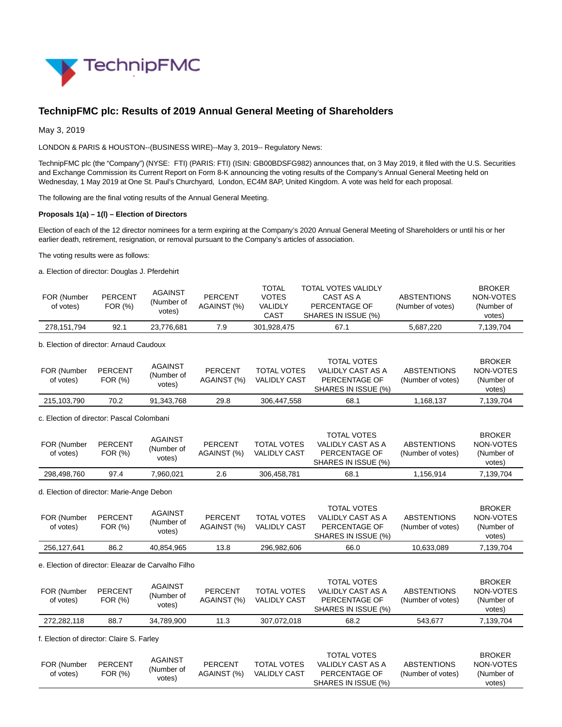# TechnipFMC plc: Results of 2019 Annual General Meeting of Shareholders

May 3, 2019

LONDON & PARIS & HOUSTON--(BUSINESS WIRE)--May 3, 2019-- Regulatory News:

TechnipFMC plc (the "Company") (NYSE: FTI) (PARIS: FTI) (ISIN: GB00BDSFG982) announces that, on 3 May 2019, it filed with the U.S. Securities and Exchange Commission its Current Report on Form 8-K announcing the voting results of the Company's Annual General Meeting held on Wednesday, 1 May 2019 at One St. Paul's Churchyard, London, EC4M 8AP, United Kingdom. A vote was held for each proposal.

The following are the final voting results of the Annual General Meeting.

**Proposals 1(a) – 1(l) – Election of Directors**

Election of each of the 12 director nominees for a term expiring at the Company's 2020 Annual General Meeting of Shareholders or until his or her earlier death, retirement, resignation, or removal pursuant to the Company's articles of association.

The voting results were as follows:

a. Election of director: Douglas J. Pferdehirt

| FOR (Number of votes) | PERCENT FOR (%) | AGAINST (Number of votes) | PERCENT AGAINST (%) | TOTAL VOTES VALIDLY CAST | TOTAL VOTES VALIDLY CAST AS A PERCENTAGE OF SHARES IN ISSUE (%) | ABSTENTIONS (Number of votes) | BROKER NON-VOTES (Number of votes) |
|---|---|---|---|---|---|---|---|
| 278,151,794 | 92.1 | 23,776,681 | 7.9 | 301,928,475 | 67.1 | 5,687,220 | 7,139,704 |

b. Election of director: Arnaud Caudoux

| FOR (Number of votes) | PERCENT FOR (%) | AGAINST (Number of votes) | PERCENT AGAINST (%) | TOTAL VOTES VALIDLY CAST | TOTAL VOTES VALIDLY CAST AS A PERCENTAGE OF SHARES IN ISSUE (%) | ABSTENTIONS (Number of votes) | BROKER NON-VOTES (Number of votes) |
|---|---|---|---|---|---|---|---|
| 215,103,790 | 70.2 | 91,343,768 | 29.8 | 306,447,558 | 68.1 | 1,168,137 | 7,139,704 |

c. Election of director: Pascal Colombani

| FOR (Number of votes) | PERCENT FOR (%) | AGAINST (Number of votes) | PERCENT AGAINST (%) | TOTAL VOTES VALIDLY CAST | TOTAL VOTES VALIDLY CAST AS A PERCENTAGE OF SHARES IN ISSUE (%) | ABSTENTIONS (Number of votes) | BROKER NON-VOTES (Number of votes) |
|---|---|---|---|---|---|---|---|
| 298,498,760 | 97.4 | 7,960,021 | 2.6 | 306,458,781 | 68.1 | 1,156,914 | 7,139,704 |

d. Election of director: Marie-Ange Debon

| FOR (Number of votes) | PERCENT FOR (%) | AGAINST (Number of votes) | PERCENT AGAINST (%) | TOTAL VOTES VALIDLY CAST | TOTAL VOTES VALIDLY CAST AS A PERCENTAGE OF SHARES IN ISSUE (%) | ABSTENTIONS (Number of votes) | BROKER NON-VOTES (Number of votes) |
|---|---|---|---|---|---|---|---|
| 256,127,641 | 86.2 | 40,854,965 | 13.8 | 296,982,606 | 66.0 | 10,633,089 | 7,139,704 |

e. Election of director: Eleazar de Carvalho Filho

| FOR (Number of votes) | PERCENT FOR (%) | AGAINST (Number of votes) | PERCENT AGAINST (%) | TOTAL VOTES VALIDLY CAST | TOTAL VOTES VALIDLY CAST AS A PERCENTAGE OF SHARES IN ISSUE (%) | ABSTENTIONS (Number of votes) | BROKER NON-VOTES (Number of votes) |
|---|---|---|---|---|---|---|---|
| 272,282,118 | 88.7 | 34,789,900 | 11.3 | 307,072,018 | 68.2 | 543,677 | 7,139,704 |

f. Election of director: Claire S. Farley

| FOR (Number of votes) | PERCENT FOR (%) | AGAINST (Number of votes) | PERCENT AGAINST (%) | TOTAL VOTES VALIDLY CAST | TOTAL VOTES VALIDLY CAST AS A PERCENTAGE OF SHARES IN ISSUE (%) | ABSTENTIONS (Number of votes) | BROKER NON-VOTES (Number of votes) |
|---|---|---|---|---|---|---|---|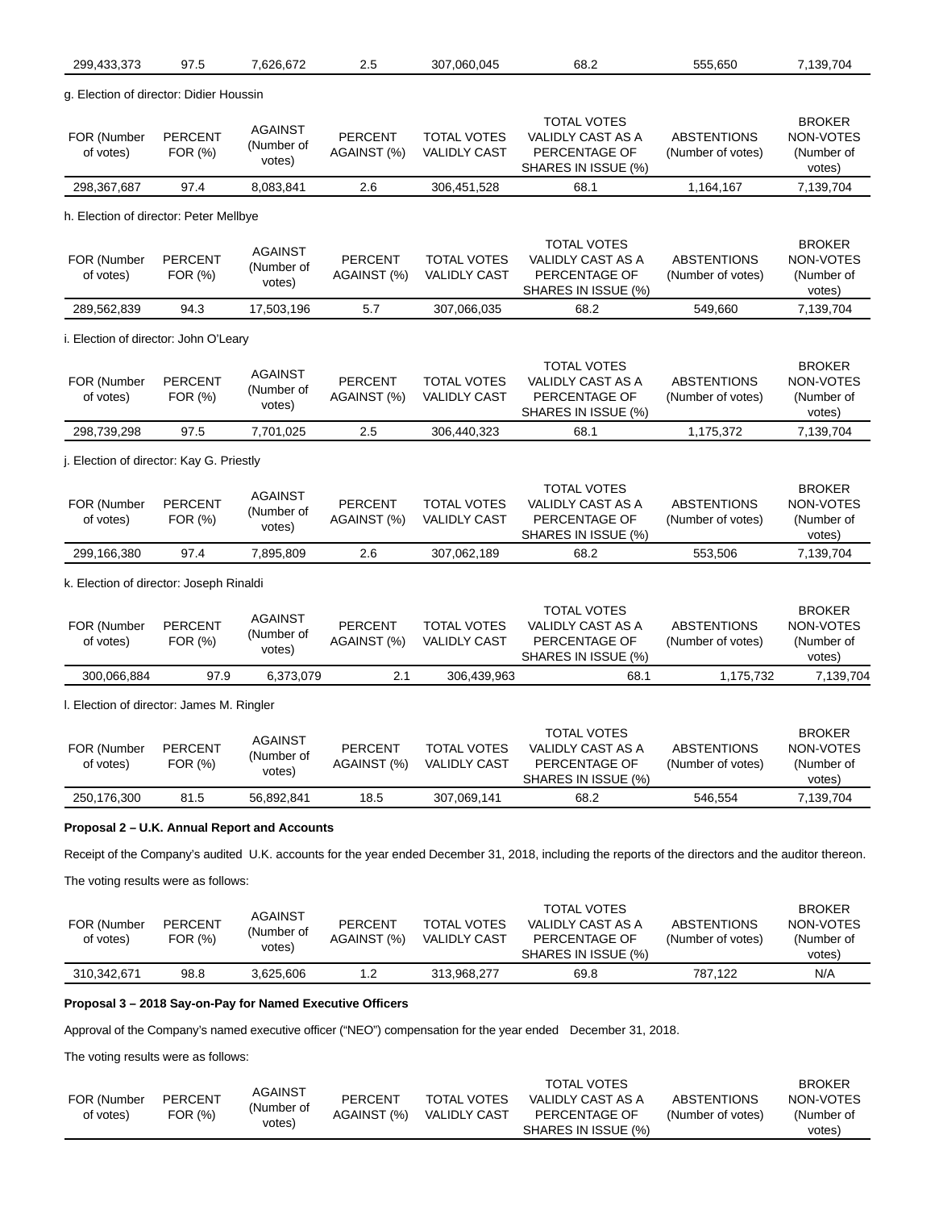| 299,433,373 | 97.5 | 7,626,672 | 2.5 | 307,060,045 | 68.2 | 555,650 | 7,139,704 |
|---|---|---|---|---|---|---|---|

g. Election of director: Didier Houssin

| FOR (Number of votes) | PERCENT FOR (%) | AGAINST (Number of votes) | PERCENT AGAINST (%) | TOTAL VOTES VALIDLY CAST | TOTAL VOTES VALIDLY CAST AS A PERCENTAGE OF SHARES IN ISSUE (%) | ABSTENTIONS (Number of votes) | BROKER NON-VOTES (Number of votes) |
|---|---|---|---|---|---|---|---|
| 298,367,687 | 97.4 | 8,083,841 | 2.6 | 306,451,528 | 68.1 | 1,164,167 | 7,139,704 |

h. Election of director: Peter Mellbye

| FOR (Number of votes) | PERCENT FOR (%) | AGAINST (Number of votes) | PERCENT AGAINST (%) | TOTAL VOTES VALIDLY CAST | TOTAL VOTES VALIDLY CAST AS A PERCENTAGE OF SHARES IN ISSUE (%) | ABSTENTIONS (Number of votes) | BROKER NON-VOTES (Number of votes) |
|---|---|---|---|---|---|---|---|
| 289,562,839 | 94.3 | 17,503,196 | 5.7 | 307,066,035 | 68.2 | 549,660 | 7,139,704 |

i. Election of director: John O'Leary

| FOR (Number of votes) | PERCENT FOR (%) | AGAINST (Number of votes) | PERCENT AGAINST (%) | TOTAL VOTES VALIDLY CAST | TOTAL VOTES VALIDLY CAST AS A PERCENTAGE OF SHARES IN ISSUE (%) | ABSTENTIONS (Number of votes) | BROKER NON-VOTES (Number of votes) |
|---|---|---|---|---|---|---|---|
| 298,739,298 | 97.5 | 7,701,025 | 2.5 | 306,440,323 | 68.1 | 1,175,372 | 7,139,704 |

j. Election of director: Kay G. Priestly

| FOR (Number of votes) | PERCENT FOR (%) | AGAINST (Number of votes) | PERCENT AGAINST (%) | TOTAL VOTES VALIDLY CAST | TOTAL VOTES VALIDLY CAST AS A PERCENTAGE OF SHARES IN ISSUE (%) | ABSTENTIONS (Number of votes) | BROKER NON-VOTES (Number of votes) |
|---|---|---|---|---|---|---|---|
| 299,166,380 | 97.4 | 7,895,809 | 2.6 | 307,062,189 | 68.2 | 553,506 | 7,139,704 |

k. Election of director: Joseph Rinaldi

| FOR (Number of votes) | PERCENT FOR (%) | AGAINST (Number of votes) | PERCENT AGAINST (%) | TOTAL VOTES VALIDLY CAST | TOTAL VOTES VALIDLY CAST AS A PERCENTAGE OF SHARES IN ISSUE (%) | ABSTENTIONS (Number of votes) | BROKER NON-VOTES (Number of votes) |
|---|---|---|---|---|---|---|---|
| 300,066,884 | 97.9 | 6,373,079 | 2.1 | 306,439,963 | 68.1 | 1,175,732 | 7,139,704 |

l. Election of director: James M. Ringler

| FOR (Number of votes) | PERCENT FOR (%) | AGAINST (Number of votes) | PERCENT AGAINST (%) | TOTAL VOTES VALIDLY CAST | TOTAL VOTES VALIDLY CAST AS A PERCENTAGE OF SHARES IN ISSUE (%) | ABSTENTIONS (Number of votes) | BROKER NON-VOTES (Number of votes) |
|---|---|---|---|---|---|---|---|
| 250,176,300 | 81.5 | 56,892,841 | 18.5 | 307,069,141 | 68.2 | 546,554 | 7,139,704 |

**Proposal 2 – U.K. Annual Report and Accounts**

Receipt of the Company's audited U.K. accounts for the year ended December 31, 2018, including the reports of the directors and the auditor thereon.

The voting results were as follows:

| FOR (Number of votes) | PERCENT FOR (%) | AGAINST (Number of votes) | PERCENT AGAINST (%) | TOTAL VOTES VALIDLY CAST | TOTAL VOTES VALIDLY CAST AS A PERCENTAGE OF SHARES IN ISSUE (%) | ABSTENTIONS (Number of votes) | BROKER NON-VOTES (Number of votes) |
|---|---|---|---|---|---|---|---|
| 310,342,671 | 98.8 | 3,625,606 | 1.2 | 313,968,277 | 69.8 | 787,122 | N/A |

**Proposal 3 – 2018 Say-on-Pay for Named Executive Officers**

Approval of the Company's named executive officer ("NEO") compensation for the year ended December 31, 2018.

The voting results were as follows:

| FOR (Number of votes) | PERCENT FOR (%) | AGAINST (Number of votes) | PERCENT AGAINST (%) | TOTAL VOTES VALIDLY CAST | TOTAL VOTES VALIDLY CAST AS A PERCENTAGE OF SHARES IN ISSUE (%) | ABSTENTIONS (Number of votes) | BROKER NON-VOTES (Number of votes) |
|---|---|---|---|---|---|---|---|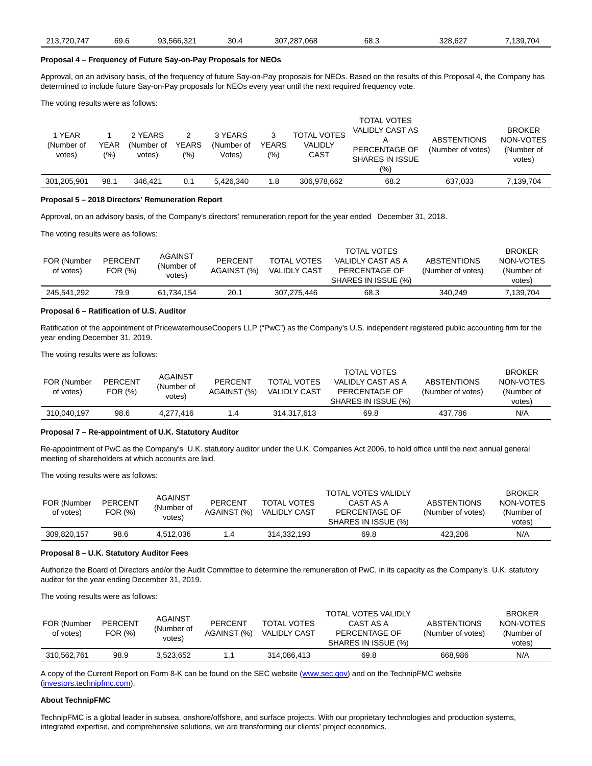| 213,720,747 | 69.6 | 93,566,321 | 30.4 | 307,287,068 | 68.3 | 328,627 | 7,139,704 |
|---|---|---|---|---|---|---|---|

**Proposal 4 – Frequency of Future Say-on-Pay Proposals for NEOs**

Approval, on an advisory basis, of the frequency of future Say-on-Pay proposals for NEOs. Based on the results of this Proposal 4, the Company has determined to include future Say-on-Pay proposals for NEOs every year until the next required frequency vote.

The voting results were as follows:

| 1 YEAR (Number of votes) | 1 YEAR (%) | 2 YEARS (Number of votes) | 2 YEARS (%) | 3 YEARS (Number of Votes) | 3 YEARS (%) | TOTAL VOTES VALIDLY CAST | TOTAL VOTES VALIDLY CAST AS A PERCENTAGE OF SHARES IN ISSUE (%) | ABSTENTIONS (Number of votes) | BROKER NON-VOTES (Number of votes) |
|---|---|---|---|---|---|---|---|---|---|
| 301,205,901 | 98.1 | 346,421 | 0.1 | 5,426,340 | 1.8 | 306,978,662 | 68.2 | 637,033 | 7,139,704 |

**Proposal 5 – 2018 Directors' Remuneration Report**

Approval, on an advisory basis, of the Company's directors' remuneration report for the year ended December 31, 2018.

The voting results were as follows:

| FOR (Number of votes) | PERCENT FOR (%) | AGAINST (Number of votes) | PERCENT AGAINST (%) | TOTAL VOTES VALIDLY CAST | TOTAL VOTES VALIDLY CAST AS A PERCENTAGE OF SHARES IN ISSUE (%) | ABSTENTIONS (Number of votes) | BROKER NON-VOTES (Number of votes) |
|---|---|---|---|---|---|---|---|
| 245,541,292 | 79.9 | 61,734,154 | 20.1 | 307,275,446 | 68.3 | 340,249 | 7,139,704 |

**Proposal 6 – Ratification of U.S. Auditor**

Ratification of the appointment of PricewaterhouseCoopers LLP ("PwC") as the Company's U.S. independent registered public accounting firm for the year ending December 31, 2019.

The voting results were as follows:

| FOR (Number of votes) | PERCENT FOR (%) | AGAINST (Number of votes) | PERCENT AGAINST (%) | TOTAL VOTES VALIDLY CAST | TOTAL VOTES VALIDLY CAST AS A PERCENTAGE OF SHARES IN ISSUE (%) | ABSTENTIONS (Number of votes) | BROKER NON-VOTES (Number of votes) |
|---|---|---|---|---|---|---|---|
| 310,040,197 | 98.6 | 4,277,416 | 1.4 | 314,317,613 | 69.8 | 437,786 | N/A |

**Proposal 7 – Re-appointment of U.K. Statutory Auditor**

Re-appointment of PwC as the Company's U.K. statutory auditor under the U.K. Companies Act 2006, to hold office until the next annual general meeting of shareholders at which accounts are laid.

The voting results were as follows:

| FOR (Number of votes) | PERCENT FOR (%) | AGAINST (Number of votes) | PERCENT AGAINST (%) | TOTAL VOTES VALIDLY CAST | TOTAL VOTES VALIDLY CAST AS A PERCENTAGE OF SHARES IN ISSUE (%) | ABSTENTIONS (Number of votes) | BROKER NON-VOTES (Number of votes) |
|---|---|---|---|---|---|---|---|
| 309,820,157 | 98.6 | 4,512,036 | 1.4 | 314,332,193 | 69.8 | 423,206 | N/A |

**Proposal 8 – U.K. Statutory Auditor Fees**

Authorize the Board of Directors and/or the Audit Committee to determine the remuneration of PwC, in its capacity as the Company's U.K. statutory auditor for the year ending December 31, 2019.

The voting results were as follows:

| FOR (Number of votes) | PERCENT FOR (%) | AGAINST (Number of votes) | PERCENT AGAINST (%) | TOTAL VOTES VALIDLY CAST | TOTAL VOTES VALIDLY CAST AS A PERCENTAGE OF SHARES IN ISSUE (%) | ABSTENTIONS (Number of votes) | BROKER NON-VOTES (Number of votes) |
|---|---|---|---|---|---|---|---|
| 310,562,761 | 98.9 | 3,523,652 | 1.1 | 314,086,413 | 69.8 | 668,986 | N/A |

A copy of the Current Report on Form 8-K can be found on the SEC website (www.sec.gov) and on the TechnipFMC website (investors.technipfmc.com).

**About TechnipFMC**

TechnipFMC is a global leader in subsea, onshore/offshore, and surface projects. With our proprietary technologies and production systems, integrated expertise, and comprehensive solutions, we are transforming our clients' project economics.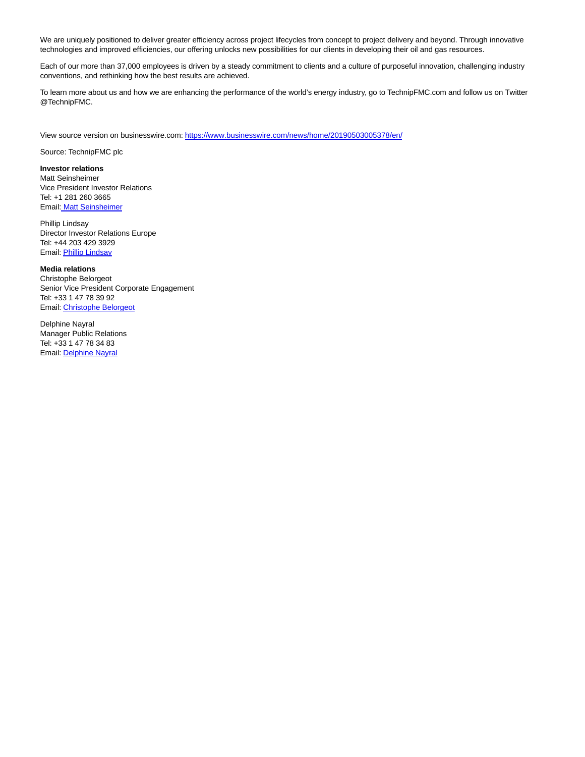We are uniquely positioned to deliver greater efficiency across project lifecycles from concept to project delivery and beyond. Through innovative technologies and improved efficiencies, our offering unlocks new possibilities for our clients in developing their oil and gas resources.

Each of our more than 37,000 employees is driven by a steady commitment to clients and a culture of purposeful innovation, challenging industry conventions, and rethinking how the best results are achieved.

To learn more about us and how we are enhancing the performance of the world's energy industry, go to TechnipFMC.com and follow us on Twitter @TechnipFMC.

View source version on businesswire.com: https://www.businesswire.com/news/home/20190503005378/en/

Source: TechnipFMC plc

**Investor relations**
Matt Seinsheimer
Vice President Investor Relations
Tel: +1 281 260 3665
Email: Matt Seinsheimer

Phillip Lindsay
Director Investor Relations Europe
Tel: +44 203 429 3929
Email: Phillip Lindsay

**Media relations**
Christophe Belorgeot
Senior Vice President Corporate Engagement
Tel: +33 1 47 78 39 92
Email: Christophe Belorgeot

Delphine Nayral
Manager Public Relations
Tel: +33 1 47 78 34 83
Email: Delphine Nayral